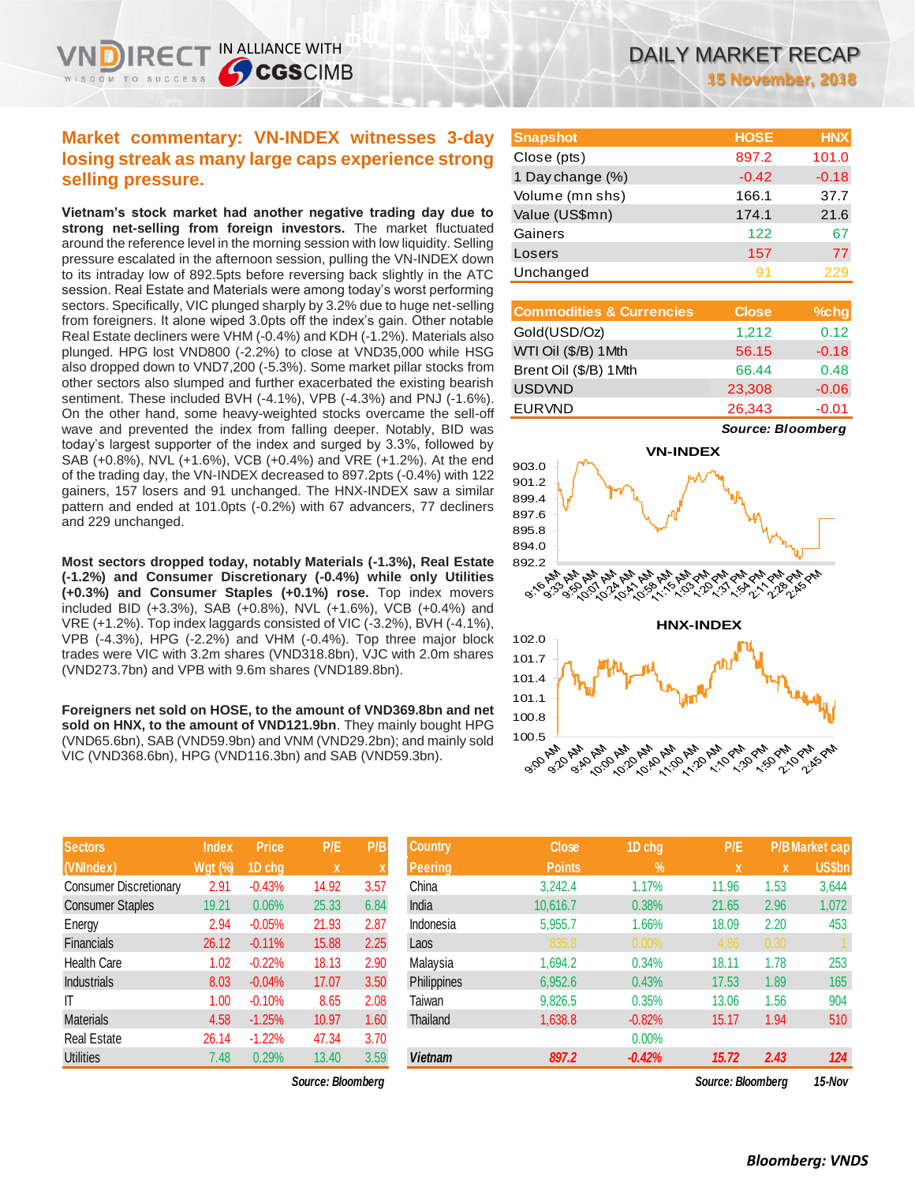# DAILY MARKET RECAP

**15 November, 2018**

## Market commentary: VN-INDEX witnesses 3-day losing streak as many large caps experience strong selling pressure.

**Vietnam's stock market had another negative trading day due to strong net-selling from foreign investors.** The market fluctuated around the reference level in the morning session with low liquidity. Selling pressure escalated in the afternoon session, pulling the VN-INDEX down to its intraday low of 892.5pts before reversing back slightly in the ATC session. Real Estate and Materials were among today's worst performing sectors. Specifically, VIC plunged sharply by 3.2% due to huge net-selling from foreigners. It alone wiped 3.0pts off the index's gain. Other notable Real Estate decliners were VHM (-0.4%) and KDH (-1.2%). Materials also plunged. HPG lost VND800 (-2.2%) to close at VND35,000 while HSG also dropped down to VND7,200 (-5.3%). Some market pillar stocks from other sectors also slumped and further exacerbated the existing bearish sentiment. These included BVH (-4.1%), VPB (-4.3%) and PNJ (-1.6%). On the other hand, some heavy-weighted stocks overcame the sell-off wave and prevented the index from falling deeper. Notably, BID was today's largest supporter of the index and surged by 3.3%, followed by SAB (+0.8%), NVL (+1.6%), VCB (+0.4%) and VRE (+1.2%). At the end of the trading day, the VN-INDEX decreased to 897.2pts (-0.4%) with 122 gainers, 157 losers and 91 unchanged. The HNX-INDEX saw a similar pattern and ended at 101.0pts (-0.2%) with 67 advancers, 77 decliners and 229 unchanged.

**Most sectors dropped today, notably Materials (-1.3%), Real Estate (-1.2%) and Consumer Discretionary (-0.4%) while only Utilities (+0.3%) and Consumer Staples (+0.1%) rose.** Top index movers included BID (+3.3%), SAB (+0.8%), NVL (+1.6%), VCB (+0.4%) and VRE (+1.2%). Top index laggards consisted of VIC (-3.2%), BVH (-4.1%), VPB (-4.3%), HPG (-2.2%) and VHM (-0.4%). Top three major block trades were VIC with 3.2m shares (VND318.8bn), VJC with 2.0m shares (VND273.7bn) and VPB with 9.6m shares (VND189.8bn).

**Foreigners net sold on HOSE, to the amount of VND369.8bn and net sold on HNX, to the amount of VND121.9bn**. They mainly bought HPG (VND65.6bn), SAB (VND59.9bn) and VNM (VND29.2bn); and mainly sold VIC (VND368.6bn), HPG (VND116.3bn) and SAB (VND59.3bn).

| Snapshot | HOSE | HNX |
|---|---|---|
| Close (pts) | 897.2 | 101.0 |
| 1 Day change (%) | -0.42 | -0.18 |
| Volume (mn shs) | 166.1 | 37.7 |
| Value (US$mn) | 174.1 | 21.6 |
| Gainers | 122 | 67 |
| Losers | 157 | 77 |
| Unchanged | 91 | 229 |

| Commodities & Currencies | Close | %chg |
|---|---|---|
| Gold(USD/Oz) | 1,212 | 0.12 |
| WTI Oil ($/B) 1Mth | 56.15 | -0.18 |
| Brent Oil ($/B) 1Mth | 66.44 | 0.48 |
| USDVND | 23,308 | -0.06 |
| EURVND | 26,343 | -0.01 |

*Source: Bloomberg*

| Sectors (VNIndex) | Index Wgt (%) | Price 1D chg | P/E x | P/B x |
|---|---|---|---|---|
| Consumer Discretionary | 2.91 | -0.43% | 14.92 | 3.57 |
| Consumer Staples | 19.21 | 0.06% | 25.33 | 6.84 |
| Energy | 2.94 | -0.05% | 21.93 | 2.87 |
| Financials | 26.12 | -0.11% | 15.88 | 2.25 |
| Health Care | 1.02 | -0.22% | 18.13 | 2.90 |
| Industrials | 8.03 | -0.04% | 17.07 | 3.50 |
| IT | 1.00 | -0.10% | 8.65 | 2.08 |
| Materials | 4.58 | -1.25% | 10.97 | 1.60 |
| Real Estate | 26.14 | -1.22% | 47.34 | 3.70 |
| Utilities | 7.48 | 0.29% | 13.40 | 3.59 |

*Source: Bloomberg*

| Country Peering | Close Points | 1D chg % | P/E x | P/B x | Market cap US$bn |
|---|---|---|---|---|---|
| China | 3,242.4 | 1.17% | 11.96 | 1.53 | 3,644 |
| India | 10,616.7 | 0.38% | 21.65 | 2.96 | 1,072 |
| Indonesia | 5,955.7 | 1.66% | 18.09 | 2.20 | 453 |
| Laos | 835.8 | 0.00% | 4.86 | 0.30 | 1 |
| Malaysia | 1,694.2 | 0.34% | 18.11 | 1.78 | 253 |
| Philippines | 6,952.6 | 0.43% | 17.53 | 1.89 | 165 |
| Taiwan | 9,826.5 | 0.35% | 13.06 | 1.56 | 904 |
| Thailand | 1,638.8 | -0.82% | 15.17 | 1.94 | 510 |
| | | 0.00% | | | |
| ***Vietnam*** | ***897.2*** | ***-0.42%*** | ***15.72*** | ***2.43*** | ***124*** |

*Source: Bloomberg* *15-Nov*

***Bloomberg: VNDS***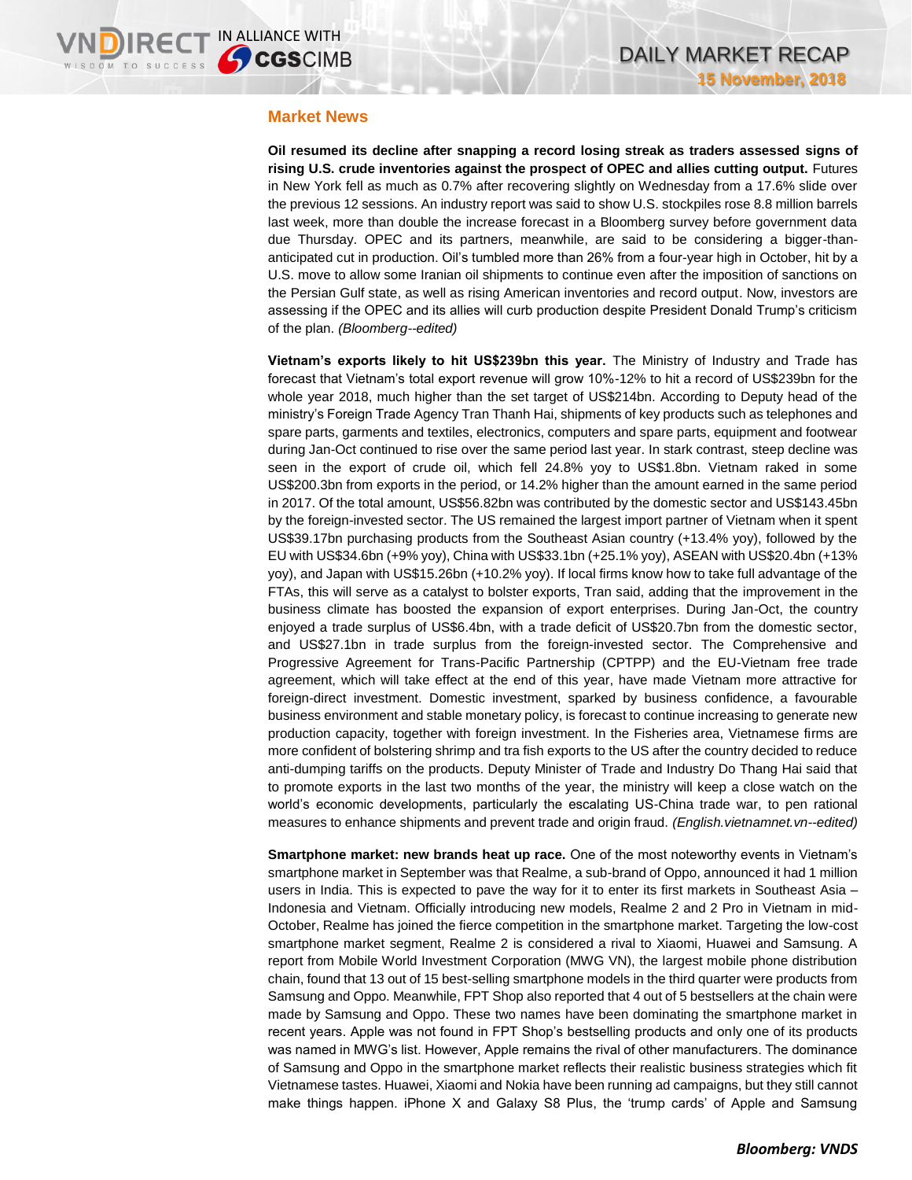## Market News

**Oil resumed its decline after snapping a record losing streak as traders assessed signs of rising U.S. crude inventories against the prospect of OPEC and allies cutting output.** Futures in New York fell as much as 0.7% after recovering slightly on Wednesday from a 17.6% slide over the previous 12 sessions. An industry report was said to show U.S. stockpiles rose 8.8 million barrels last week, more than double the increase forecast in a Bloomberg survey before government data due Thursday. OPEC and its partners, meanwhile, are said to be considering a bigger-than-anticipated cut in production. Oil's tumbled more than 26% from a four-year high in October, hit by a U.S. move to allow some Iranian oil shipments to continue even after the imposition of sanctions on the Persian Gulf state, as well as rising American inventories and record output. Now, investors are assessing if the OPEC and its allies will curb production despite President Donald Trump's criticism of the plan. *(Bloomberg--edited)*

**Vietnam's exports likely to hit US$239bn this year.** The Ministry of Industry and Trade has forecast that Vietnam's total export revenue will grow 10%-12% to hit a record of US$239bn for the whole year 2018, much higher than the set target of US$214bn. According to Deputy head of the ministry's Foreign Trade Agency Tran Thanh Hai, shipments of key products such as telephones and spare parts, garments and textiles, electronics, computers and spare parts, equipment and footwear during Jan-Oct continued to rise over the same period last year. In stark contrast, steep decline was seen in the export of crude oil, which fell 24.8% yoy to US$1.8bn. Vietnam raked in some US$200.3bn from exports in the period, or 14.2% higher than the amount earned in the same period in 2017. Of the total amount, US$56.82bn was contributed by the domestic sector and US$143.45bn by the foreign-invested sector. The US remained the largest import partner of Vietnam when it spent US$39.17bn purchasing products from the Southeast Asian country (+13.4% yoy), followed by the EU with US$34.6bn (+9% yoy), China with US$33.1bn (+25.1% yoy), ASEAN with US$20.4bn (+13% yoy), and Japan with US$15.26bn (+10.2% yoy). If local firms know how to take full advantage of the FTAs, this will serve as a catalyst to bolster exports, Tran said, adding that the improvement in the business climate has boosted the expansion of export enterprises. During Jan-Oct, the country enjoyed a trade surplus of US$6.4bn, with a trade deficit of US$20.7bn from the domestic sector, and US$27.1bn in trade surplus from the foreign-invested sector. The Comprehensive and Progressive Agreement for Trans-Pacific Partnership (CPTPP) and the EU-Vietnam free trade agreement, which will take effect at the end of this year, have made Vietnam more attractive for foreign-direct investment. Domestic investment, sparked by business confidence, a favourable business environment and stable monetary policy, is forecast to continue increasing to generate new production capacity, together with foreign investment. In the Fisheries area, Vietnamese firms are more confident of bolstering shrimp and tra fish exports to the US after the country decided to reduce anti-dumping tariffs on the products. Deputy Minister of Trade and Industry Do Thang Hai said that to promote exports in the last two months of the year, the ministry will keep a close watch on the world's economic developments, particularly the escalating US-China trade war, to pen rational measures to enhance shipments and prevent trade and origin fraud. *(English.vietnamnet.vn--edited)*

**Smartphone market: new brands heat up race.** One of the most noteworthy events in Vietnam's smartphone market in September was that Realme, a sub-brand of Oppo, announced it had 1 million users in India. This is expected to pave the way for it to enter its first markets in Southeast Asia – Indonesia and Vietnam. Officially introducing new models, Realme 2 and 2 Pro in Vietnam in mid-October, Realme has joined the fierce competition in the smartphone market. Targeting the low-cost smartphone market segment, Realme 2 is considered a rival to Xiaomi, Huawei and Samsung. A report from Mobile World Investment Corporation (MWG VN), the largest mobile phone distribution chain, found that 13 out of 15 best-selling smartphone models in the third quarter were products from Samsung and Oppo. Meanwhile, FPT Shop also reported that 4 out of 5 bestsellers at the chain were made by Samsung and Oppo. These two names have been dominating the smartphone market in recent years. Apple was not found in FPT Shop's bestselling products and only one of its products was named in MWG's list. However, Apple remains the rival of other manufacturers. The dominance of Samsung and Oppo in the smartphone market reflects their realistic business strategies which fit Vietnamese tastes. Huawei, Xiaomi and Nokia have been running ad campaigns, but they still cannot make things happen. iPhone X and Galaxy S8 Plus, the 'trump cards' of Apple and Samsung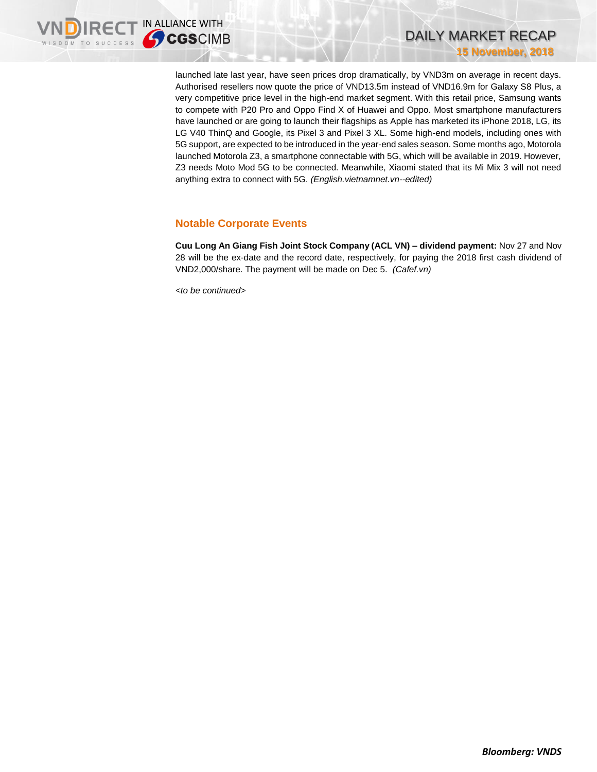launched late last year, have seen prices drop dramatically, by VND3m on average in recent days. Authorised resellers now quote the price of VND13.5m instead of VND16.9m for Galaxy S8 Plus, a very competitive price level in the high-end market segment. With this retail price, Samsung wants to compete with P20 Pro and Oppo Find X of Huawei and Oppo. Most smartphone manufacturers have launched or are going to launch their flagships as Apple has marketed its iPhone 2018, LG, its LG V40 ThinQ and Google, its Pixel 3 and Pixel 3 XL. Some high-end models, including ones with 5G support, are expected to be introduced in the year-end sales season. Some months ago, Motorola launched Motorola Z3, a smartphone connectable with 5G, which will be available in 2019. However, Z3 needs Moto Mod 5G to be connected. Meanwhile, Xiaomi stated that its Mi Mix 3 will not need anything extra to connect with 5G. *(English.vietnamnet.vn--edited)*

## Notable Corporate Events

**Cuu Long An Giang Fish Joint Stock Company (ACL VN) – dividend payment:** Nov 27 and Nov 28 will be the ex-date and the record date, respectively, for paying the 2018 first cash dividend of VND2,000/share. The payment will be made on Dec 5. *(Cafef.vn)*

*<to be continued>*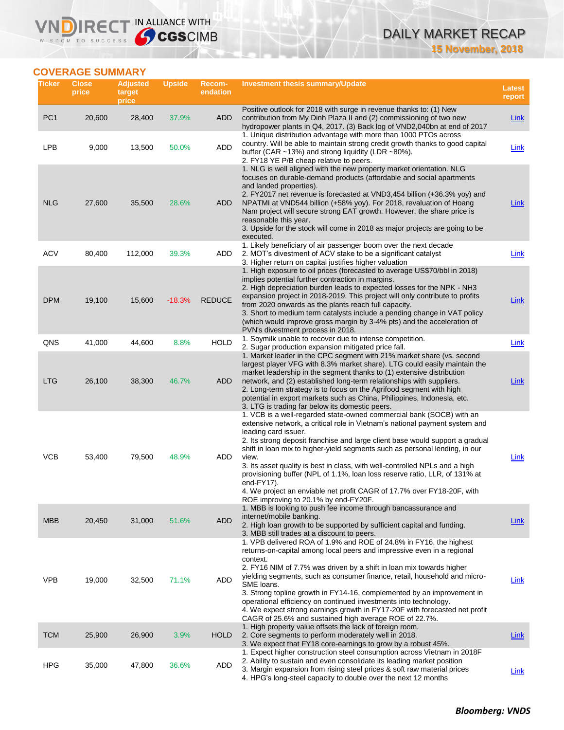## COVERAGE SUMMARY

| Ticker | Close price | Adjusted target price | Upside | Recom-endation | Investment thesis summary/Update | Latest report |
|---|---|---|---|---|---|---|
| PC1 | 20,600 | 28,400 | 37.9% | ADD | Positive outlook for 2018 with surge in revenue thanks to: (1) New contribution from My Dinh Plaza II and (2) commissioning of two new hydropower plants in Q4, 2017. (3) Back log of VND2,040bn at end of 2017 | Link |
| LPB | 9,000 | 13,500 | 50.0% | ADD | 1. Unique distribution advantage with more than 1000 PTOs across country. Will be able to maintain strong credit growth thanks to good capital buffer (CAR ~13%) and strong liquidity (LDR ~80%).<br>2. FY18 YE P/B cheap relative to peers. | Link |
| NLG | 27,600 | 35,500 | 28.6% | ADD | 1. NLG is well aligned with the new property market orientation. NLG focuses on durable-demand products (affordable and social apartments and landed properties).<br>2. FY2017 net revenue is forecasted at VND3,454 billion (+36.3% yoy) and NPATMI at VND544 billion (+58% yoy). For 2018, revaluation of Hoang Nam project will secure strong EAT growth. However, the share price is reasonable this year.<br>3. Upside for the stock will come in 2018 as major projects are going to be executed. | Link |
| ACV | 80,400 | 112,000 | 39.3% | ADD | 1. Likely beneficiary of air passenger boom over the next decade<br>2. MOT's divestment of ACV stake to be a significant catalyst<br>3. Higher return on capital justifies higher valuation | Link |
| DPM | 19,100 | 15,600 | -18.3% | REDUCE | 1. High exposure to oil prices (forecasted to average US$70/bbl in 2018) implies potential further contraction in margins.<br>2. High depreciation burden leads to expected losses for the NPK - NH3 expansion project in 2018-2019. This project will only contribute to profits from 2020 onwards as the plants reach full capacity.<br>3. Short to medium term catalysts include a pending change in VAT policy (which would improve gross margin by 3-4% pts) and the acceleration of PVN's divestment process in 2018. | Link |
| QNS | 41,000 | 44,600 | 8.8% | HOLD | 1. Soymilk unable to recover due to intense competition.<br>2. Sugar production expansion mitigated price fall. | Link |
| LTG | 26,100 | 38,300 | 46.7% | ADD | 1. Market leader in the CPC segment with 21% market share (vs. second largest player VFG with 8.3% market share). LTG could easily maintain the market leadership in the segment thanks to (1) extensive distribution network, and (2) established long-term relationships with suppliers.<br>2. Long-term strategy is to focus on the Agrifood segment with high potential in export markets such as China, Philippines, Indonesia, etc.<br>3. LTG is trading far below its domestic peers. | Link |
| VCB | 53,400 | 79,500 | 48.9% | ADD | 1. VCB is a well-regarded state-owned commercial bank (SOCB) with an extensive network, a critical role in Vietnam's national payment system and leading card issuer.<br>2. Its strong deposit franchise and large client base would support a gradual shift in loan mix to higher-yield segments such as personal lending, in our view.<br>3. Its asset quality is best in class, with well-controlled NPLs and a high provisioning buffer (NPL of 1.1%, loan loss reserve ratio, LLR, of 131% at end-FY17).<br>4. We project an enviable net profit CAGR of 17.7% over FY18-20F, with ROE improving to 20.1% by end-FY20F. | Link |
| MBB | 20,450 | 31,000 | 51.6% | ADD | 1. MBB is looking to push fee income through bancassurance and internet/mobile banking.<br>2. High loan growth to be supported by sufficient capital and funding.<br>3. MBB still trades at a discount to peers. | Link |
| VPB | 19,000 | 32,500 | 71.1% | ADD | 1. VPB delivered ROA of 1.9% and ROE of 24.8% in FY16, the highest returns-on-capital among local peers and impressive even in a regional context.<br>2. FY16 NIM of 7.7% was driven by a shift in loan mix towards higher yielding segments, such as consumer finance, retail, household and micro-SME loans.<br>3. Strong topline growth in FY14-16, complemented by an improvement in operational efficiency on continued investments into technology.<br>4. We expect strong earnings growth in FY17-20F with forecasted net profit CAGR of 25.6% and sustained high average ROE of 22.7%. | Link |
| TCM | 25,900 | 26,900 | 3.9% | HOLD | 1. High property value offsets the lack of foreign room.<br>2. Core segments to perform moderately well in 2018.<br>3. We expect that FY18 core-earnings to grow by a robust 45%. | Link |
| HPG | 35,000 | 47,800 | 36.6% | ADD | 1. Expect higher construction steel consumption across Vietnam in 2018F<br>2. Ability to sustain and even consolidate its leading market position<br>3. Margin expansion from rising steel prices & soft raw material prices<br>4. HPG's long-steel capacity to double over the next 12 months | Link |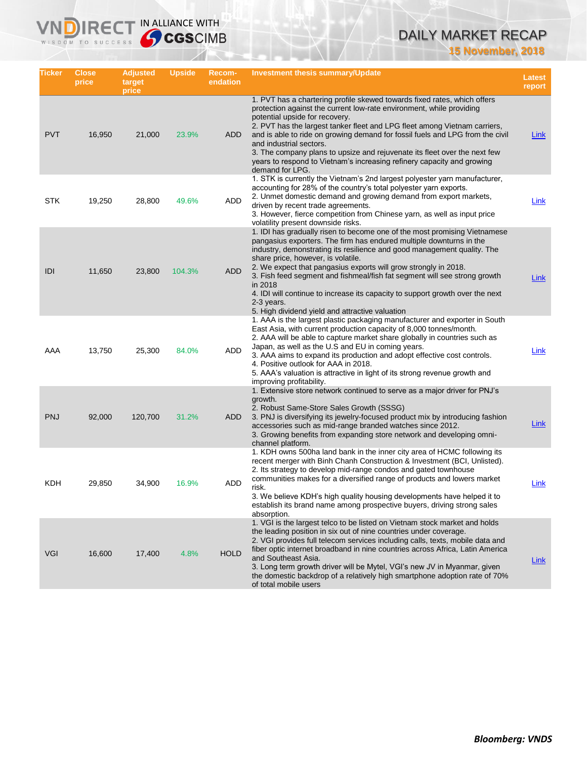| Ticker | Close price | Adjusted target price | Upside | Recom-endation | Investment thesis summary/Update | Latest report |
|---|---|---|---|---|---|---|
| PVT | 16,950 | 21,000 | 23.9% | ADD | 1. PVT has a chartering profile skewed towards fixed rates, which offers protection against the current low-rate environment, while providing potential upside for recovery.<br>2. PVT has the largest tanker fleet and LPG fleet among Vietnam carriers, and is able to ride on growing demand for fossil fuels and LPG from the civil and industrial sectors.<br>3. The company plans to upsize and rejuvenate its fleet over the next few years to respond to Vietnam's increasing refinery capacity and growing demand for LPG. | Link |
| STK | 19,250 | 28,800 | 49.6% | ADD | 1. STK is currently the Vietnam's 2nd largest polyester yarn manufacturer, accounting for 28% of the country's total polyester yarn exports.<br>2. Unmet domestic demand and growing demand from export markets, driven by recent trade agreements.<br>3. However, fierce competition from Chinese yarn, as well as input price volatility present downside risks. | Link |
| IDI | 11,650 | 23,800 | 104.3% | ADD | 1. IDI has gradually risen to become one of the most promising Vietnamese pangasius exporters. The firm has endured multiple downturns in the industry, demonstrating its resilience and good management quality. The share price, however, is volatile.<br>2. We expect that pangasius exports will grow strongly in 2018.<br>3. Fish feed segment and fishmeal/fish fat segment will see strong growth in 2018<br>4. IDI will continue to increase its capacity to support growth over the next 2-3 years.<br>5. High dividend yield and attractive valuation | Link |
| AAA | 13,750 | 25,300 | 84.0% | ADD | 1. AAA is the largest plastic packaging manufacturer and exporter in South East Asia, with current production capacity of 8,000 tonnes/month.<br>2. AAA will be able to capture market share globally in countries such as Japan, as well as the U.S and EU in coming years.<br>3. AAA aims to expand its production and adopt effective cost controls.<br>4. Positive outlook for AAA in 2018.<br>5. AAA's valuation is attractive in light of its strong revenue growth and improving profitability. | Link |
| PNJ | 92,000 | 120,700 | 31.2% | ADD | 1. Extensive store network continued to serve as a major driver for PNJ's growth.<br>2. Robust Same-Store Sales Growth (SSSG)<br>3. PNJ is diversifying its jewelry-focused product mix by introducing fashion accessories such as mid-range branded watches since 2012.<br>3. Growing benefits from expanding store network and developing omni-channel platform. | Link |
| KDH | 29,850 | 34,900 | 16.9% | ADD | 1. KDH owns 500ha land bank in the inner city area of HCMC following its recent merger with Binh Chanh Construction & Investment (BCI, Unlisted).<br>2. Its strategy to develop mid-range condos and gated townhouse communities makes for a diversified range of products and lowers market risk.<br>3. We believe KDH's high quality housing developments have helped it to establish its brand name among prospective buyers, driving strong sales absorption. | Link |
| VGI | 16,600 | 17,400 | 4.8% | HOLD | 1. VGI is the largest telco to be listed on Vietnam stock market and holds the leading position in six out of nine countries under coverage.<br>2. VGI provides full telecom services including calls, texts, mobile data and fiber optic internet broadband in nine countries across Africa, Latin America and Southeast Asia.<br>3. Long term growth driver will be Mytel, VGI's new JV in Myanmar, given the domestic backdrop of a relatively high smartphone adoption rate of 70% of total mobile users | Link |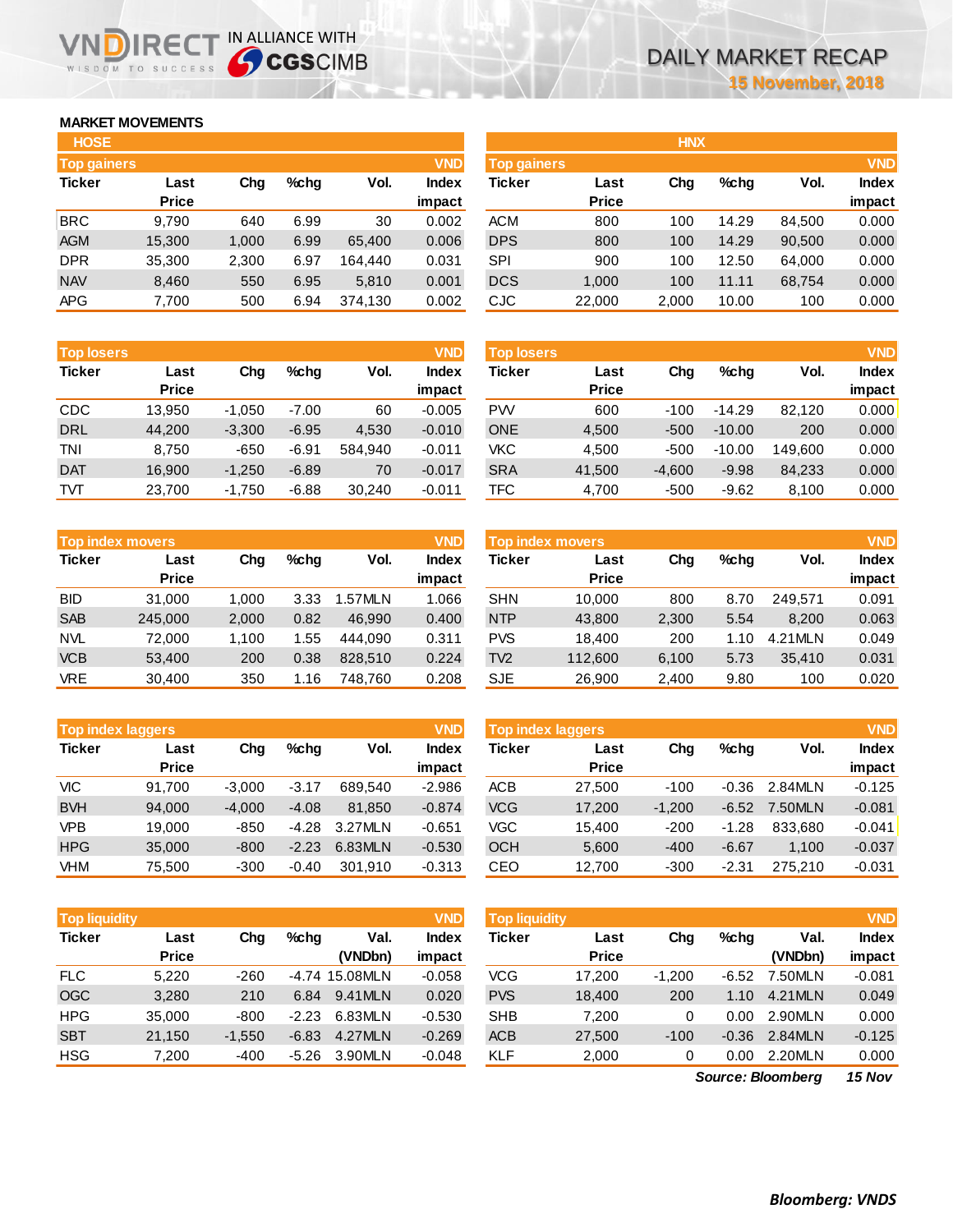# DAILY MARKET RECAP

15 November, 2018

## MARKET MOVEMENTS

### HOSE

**Top gainers** (VND)

| Ticker | Last Price | Chg | %chg | Vol. | Index impact |
|---|---|---|---|---|---|
| BRC | 9,790 | 640 | 6.99 | 30 | 0.002 |
| AGM | 15,300 | 1,000 | 6.99 | 65,400 | 0.006 |
| DPR | 35,300 | 2,300 | 6.97 | 164,440 | 0.031 |
| NAV | 8,460 | 550 | 6.95 | 5,810 | 0.001 |
| APG | 7,700 | 500 | 6.94 | 374,130 | 0.002 |

**Top losers** (VND)

| Ticker | Last Price | Chg | %chg | Vol. | Index impact |
|---|---|---|---|---|---|
| CDC | 13,950 | -1,050 | -7.00 | 60 | -0.005 |
| DRL | 44,200 | -3,300 | -6.95 | 4,530 | -0.010 |
| TNI | 8,750 | -650 | -6.91 | 584,940 | -0.011 |
| DAT | 16,900 | -1,250 | -6.89 | 70 | -0.017 |
| TVT | 23,700 | -1,750 | -6.88 | 30,240 | -0.011 |

**Top index movers** (VND)

| Ticker | Last Price | Chg | %chg | Vol. | Index impact |
|---|---|---|---|---|---|
| BID | 31,000 | 1,000 | 3.33 | 1.57MLN | 1.066 |
| SAB | 245,000 | 2,000 | 0.82 | 46,990 | 0.400 |
| NVL | 72,000 | 1,100 | 1.55 | 444,090 | 0.311 |
| VCB | 53,400 | 200 | 0.38 | 828,510 | 0.224 |
| VRE | 30,400 | 350 | 1.16 | 748,760 | 0.208 |

**Top index laggers** (VND)

| Ticker | Last Price | Chg | %chg | Vol. | Index impact |
|---|---|---|---|---|---|
| VIC | 91,700 | -3,000 | -3.17 | 689,540 | -2.986 |
| BVH | 94,000 | -4,000 | -4.08 | 81,850 | -0.874 |
| VPB | 19,000 | -850 | -4.28 | 3.27MLN | -0.651 |
| HPG | 35,000 | -800 | -2.23 | 6.83MLN | -0.530 |
| VHM | 75,500 | -300 | -0.40 | 301,910 | -0.313 |

**Top liquidity** (VND)

| Ticker | Last Price | Chg | %chg | Val. (VNDbn) | Index impact |
|---|---|---|---|---|---|
| FLC | 5,220 | -260 | -4.74 | 15.08MLN | -0.058 |
| OGC | 3,280 | 210 | 6.84 | 9.41MLN | 0.020 |
| HPG | 35,000 | -800 | -2.23 | 6.83MLN | -0.530 |
| SBT | 21,150 | -1,550 | -6.83 | 4.27MLN | -0.269 |
| HSG | 7,200 | -400 | -5.26 | 3.90MLN | -0.048 |

### HNX

**Top gainers** (VND)

| Ticker | Last Price | Chg | %chg | Vol. | Index impact |
|---|---|---|---|---|---|
| ACM | 800 | 100 | 14.29 | 84,500 | 0.000 |
| DPS | 800 | 100 | 14.29 | 90,500 | 0.000 |
| SPI | 900 | 100 | 12.50 | 64,000 | 0.000 |
| DCS | 1,000 | 100 | 11.11 | 68,754 | 0.000 |
| CJC | 22,000 | 2,000 | 10.00 | 100 | 0.000 |

**Top losers** (VND)

| Ticker | Last Price | Chg | %chg | Vol. | Index impact |
|---|---|---|---|---|---|
| PVV | 600 | -100 | -14.29 | 82,120 | 0.000 |
| ONE | 4,500 | -500 | -10.00 | 200 | 0.000 |
| VKC | 4,500 | -500 | -10.00 | 149,600 | 0.000 |
| SRA | 41,500 | -4,600 | -9.98 | 84,233 | 0.000 |
| TFC | 4,700 | -500 | -9.62 | 8,100 | 0.000 |

**Top index movers** (VND)

| Ticker | Last Price | Chg | %chg | Vol. | Index impact |
|---|---|---|---|---|---|
| SHN | 10,000 | 800 | 8.70 | 249,571 | 0.091 |
| NTP | 43,800 | 2,300 | 5.54 | 8,200 | 0.063 |
| PVS | 18,400 | 200 | 1.10 | 4.21MLN | 0.049 |
| TV2 | 112,600 | 6,100 | 5.73 | 35,410 | 0.031 |
| SJE | 26,900 | 2,400 | 9.80 | 100 | 0.020 |

**Top index laggers** (VND)

| Ticker | Last Price | Chg | %chg | Vol. | Index impact |
|---|---|---|---|---|---|
| ACB | 27,500 | -100 | -0.36 | 2.84MLN | -0.125 |
| VCG | 17,200 | -1,200 | -6.52 | 7.50MLN | -0.081 |
| VGC | 15,400 | -200 | -1.28 | 833,680 | -0.041 |
| OCH | 5,600 | -400 | -6.67 | 1,100 | -0.037 |
| CEO | 12,700 | -300 | -2.31 | 275,210 | -0.031 |

**Top liquidity** (VND)

| Ticker | Last Price | Chg | %chg | Val. (VNDbn) | Index impact |
|---|---|---|---|---|---|
| VCG | 17,200 | -1,200 | -6.52 | 7.50MLN | -0.081 |
| PVS | 18,400 | 200 | 1.10 | 4.21MLN | 0.049 |
| SHB | 7,200 | 0 | 0.00 | 2.90MLN | 0.000 |
| ACB | 27,500 | -100 | -0.36 | 2.84MLN | -0.125 |
| KLF | 2,000 | 0 | 0.00 | 2.20MLN | 0.000 |

*Source: Bloomberg* *15 Nov*

***Bloomberg: VNDS***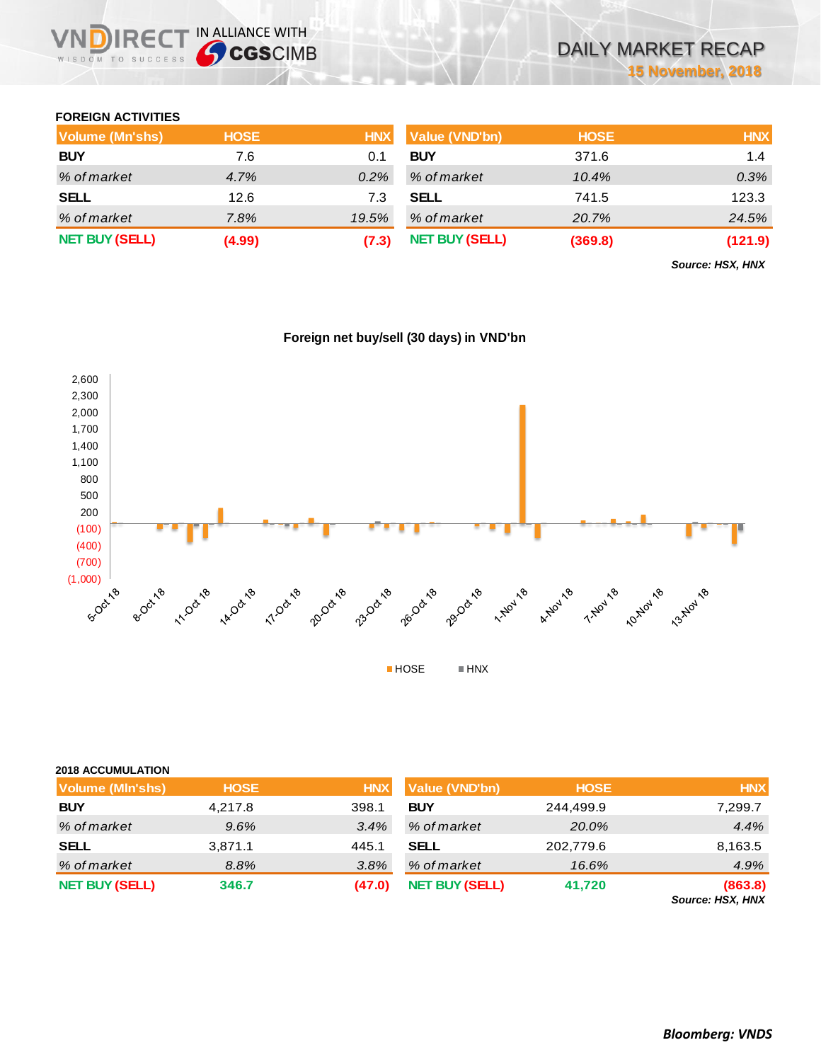## FOREIGN ACTIVITIES

| Volume (Mn'shs) | HOSE | HNX |
|---|---|---|
| **BUY** | 7.6 | 0.1 |
| *% of market* | *4.7%* | *0.2%* |
| **SELL** | 12.6 | 7.3 |
| *% of market* | *7.8%* | *19.5%* |
| **NET BUY (SELL)** | **(4.99)** | **(7.3)** |

| Value (VND'bn) | HOSE | HNX |
|---|---|---|
| **BUY** | 371.6 | 1.4 |
| *% of market* | *10.4%* | *0.3%* |
| **SELL** | 741.5 | 123.3 |
| *% of market* | *20.7%* | *24.5%* |
| **NET BUY (SELL)** | **(369.8)** | **(121.9)** |

***Source: HSX, HNX***

**Foreign net buy/sell (30 days) in VND'bn**

## 2018 ACCUMULATION

| Volume (Mln'shs) | HOSE | HNX |
|---|---|---|
| **BUY** | 4,217.8 | 398.1 |
| *% of market* | *9.6%* | *3.4%* |
| **SELL** | 3,871.1 | 445.1 |
| *% of market* | *8.8%* | *3.8%* |
| **NET BUY (SELL)** | **346.7** | **(47.0)** |

| Value (VND'bn) | HOSE | HNX |
|---|---|---|
| **BUY** | 244,499.9 | 7,299.7 |
| *% of market* | *20.0%* | *4.4%* |
| **SELL** | 202,779.6 | 8,163.5 |
| *% of market* | *16.6%* | *4.9%* |
| **NET BUY (SELL)** | **41,720** | **(863.8)** |

***Source: HSX, HNX***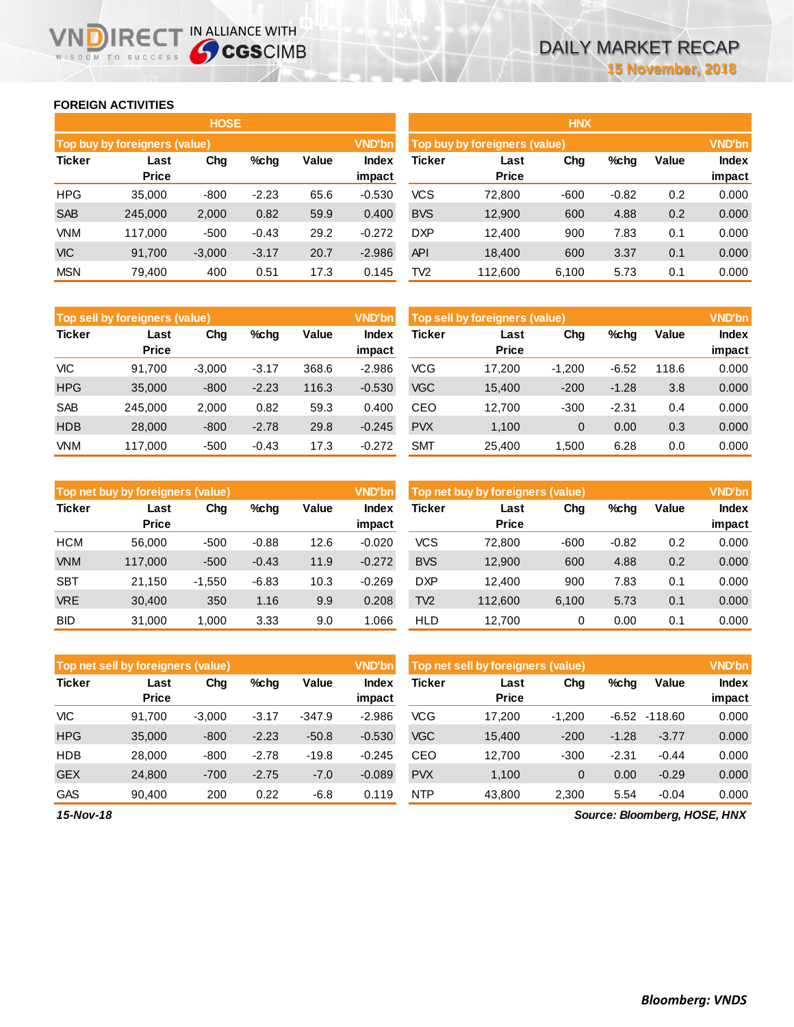## FOREIGN ACTIVITIES

### HOSE

| Top buy by foreigners (value) | | | | | VND'bn |
|---|---|---|---|---|---|
| Ticker | Last Price | Chg | %chg | Value | Index impact |
| HPG | 35,000 | -800 | -2.23 | 65.6 | -0.530 |
| SAB | 245,000 | 2,000 | 0.82 | 59.9 | 0.400 |
| VNM | 117,000 | -500 | -0.43 | 29.2 | -0.272 |
| VIC | 91,700 | -3,000 | -3.17 | 20.7 | -2.986 |
| MSN | 79,400 | 400 | 0.51 | 17.3 | 0.145 |

| Top sell by foreigners (value) | | | | | VND'bn |
|---|---|---|---|---|---|
| Ticker | Last Price | Chg | %chg | Value | Index impact |
| VIC | 91,700 | -3,000 | -3.17 | 368.6 | -2.986 |
| HPG | 35,000 | -800 | -2.23 | 116.3 | -0.530 |
| SAB | 245,000 | 2,000 | 0.82 | 59.3 | 0.400 |
| HDB | 28,000 | -800 | -2.78 | 29.8 | -0.245 |
| VNM | 117,000 | -500 | -0.43 | 17.3 | -0.272 |

| Top net buy by foreigners (value) | | | | | VND'bn |
|---|---|---|---|---|---|
| Ticker | Last Price | Chg | %chg | Value | Index impact |
| HCM | 56,000 | -500 | -0.88 | 12.6 | -0.020 |
| VNM | 117,000 | -500 | -0.43 | 11.9 | -0.272 |
| SBT | 21,150 | -1,550 | -6.83 | 10.3 | -0.269 |
| VRE | 30,400 | 350 | 1.16 | 9.9 | 0.208 |
| BID | 31,000 | 1,000 | 3.33 | 9.0 | 1.066 |

| Top net sell by foreigners (value) | | | | | VND'bn |
|---|---|---|---|---|---|
| Ticker | Last Price | Chg | %chg | Value | Index impact |
| VIC | 91,700 | -3,000 | -3.17 | -347.9 | -2.986 |
| HPG | 35,000 | -800 | -2.23 | -50.8 | -0.530 |
| HDB | 28,000 | -800 | -2.78 | -19.8 | -0.245 |
| GEX | 24,800 | -700 | -2.75 | -7.0 | -0.089 |
| GAS | 90,400 | 200 | 0.22 | -6.8 | 0.119 |

### HNX

| Top buy by foreigners (value) | | | | | VND'bn |
|---|---|---|---|---|---|
| Ticker | Last Price | Chg | %chg | Value | Index impact |
| VCS | 72,800 | -600 | -0.82 | 0.2 | 0.000 |
| BVS | 12,900 | 600 | 4.88 | 0.2 | 0.000 |
| DXP | 12,400 | 900 | 7.83 | 0.1 | 0.000 |
| API | 18,400 | 600 | 3.37 | 0.1 | 0.000 |
| TV2 | 112,600 | 6,100 | 5.73 | 0.1 | 0.000 |

| Top sell by foreigners (value) | | | | | VND'bn |
|---|---|---|---|---|---|
| Ticker | Last Price | Chg | %chg | Value | Index impact |
| VCG | 17,200 | -1,200 | -6.52 | 118.6 | 0.000 |
| VGC | 15,400 | -200 | -1.28 | 3.8 | 0.000 |
| CEO | 12,700 | -300 | -2.31 | 0.4 | 0.000 |
| PVX | 1,100 | 0 | 0.00 | 0.3 | 0.000 |
| SMT | 25,400 | 1,500 | 6.28 | 0.0 | 0.000 |

| Top net buy by foreigners (value) | | | | | VND'bn |
|---|---|---|---|---|---|
| Ticker | Last Price | Chg | %chg | Value | Index impact |
| VCS | 72,800 | -600 | -0.82 | 0.2 | 0.000 |
| BVS | 12,900 | 600 | 4.88 | 0.2 | 0.000 |
| DXP | 12,400 | 900 | 7.83 | 0.1 | 0.000 |
| TV2 | 112,600 | 6,100 | 5.73 | 0.1 | 0.000 |
| HLD | 12,700 | 0 | 0.00 | 0.1 | 0.000 |

| Top net sell by foreigners (value) | | | | | VND'bn |
|---|---|---|---|---|---|
| Ticker | Last Price | Chg | %chg | Value | Index impact |
| VCG | 17,200 | -1,200 | -6.52 | -118.60 | 0.000 |
| VGC | 15,400 | -200 | -1.28 | -3.77 | 0.000 |
| CEO | 12,700 | -300 | -2.31 | -0.44 | 0.000 |
| PVX | 1,100 | 0 | 0.00 | -0.29 | 0.000 |
| NTP | 43,800 | 2,300 | 5.54 | -0.04 | 0.000 |

*15-Nov-18*

*Source: Bloomberg, HOSE, HNX*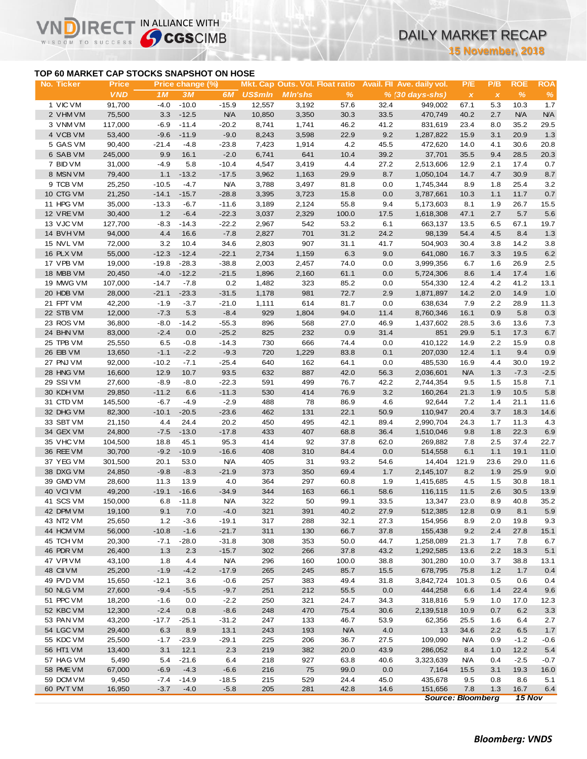## TOP 60 MARKET CAP STOCKS SNAPSHOT ON HOSE

| No. | Ticker | Price | Price change (%) | | | Mkt. Cap | Outs. Vol. | Float ratio | Avail. FII | Ave. daily vol. | P/E | P/B | ROE | ROA |
|---|---|---|---|---|---|---|---|---|---|---|---|---|---|---|
| | | VND | 1M | 3M | 6M | US$mln | Mln'shs | % | % | (30 days-shs) | x | x | % | % |
| 1 | VIC VM | 91,700 | -4.0 | -10.0 | -15.9 | 12,557 | 3,192 | 57.6 | 32.4 | 949,002 | 67.1 | 5.3 | 10.3 | 1.7 |
| 2 | VHM VM | 75,500 | 3.3 | -12.5 | N/A | 10,850 | 3,350 | 30.3 | 33.5 | 470,749 | 40.2 | 2.7 | N/A | N/A |
| 3 | VNM VM | 117,000 | -6.9 | -11.4 | -20.2 | 8,741 | 1,741 | 46.2 | 41.2 | 831,619 | 23.4 | 8.0 | 35.2 | 29.5 |
| 4 | VCB VM | 53,400 | -9.6 | -11.9 | -9.0 | 8,243 | 3,598 | 22.9 | 9.2 | 1,287,822 | 15.9 | 3.1 | 20.9 | 1.3 |
| 5 | GAS VM | 90,400 | -21.4 | -4.8 | -23.8 | 7,423 | 1,914 | 4.2 | 45.5 | 472,620 | 14.0 | 4.1 | 30.6 | 20.8 |
| 6 | SAB VM | 245,000 | 9.9 | 16.1 | -2.0 | 6,741 | 641 | 10.4 | 39.2 | 37,701 | 35.5 | 9.4 | 28.5 | 20.3 |
| 7 | BID VM | 31,000 | -4.9 | 5.8 | -10.4 | 4,547 | 3,419 | 4.4 | 27.2 | 2,513,606 | 12.9 | 2.1 | 17.4 | 0.7 |
| 8 | MSN VM | 79,400 | 1.1 | -13.2 | -17.5 | 3,962 | 1,163 | 29.9 | 8.7 | 1,050,104 | 14.7 | 4.7 | 30.9 | 8.7 |
| 9 | TCB VM | 25,250 | -10.5 | -4.7 | N/A | 3,788 | 3,497 | 81.8 | 0.0 | 1,745,344 | 8.9 | 1.8 | 25.4 | 3.2 |
| 10 | CTG VM | 21,250 | -14.1 | -15.7 | -28.8 | 3,395 | 3,723 | 15.8 | 0.0 | 3,787,661 | 10.3 | 1.1 | 11.7 | 0.7 |
| 11 | HPG VM | 35,000 | -13.3 | -6.7 | -11.6 | 3,189 | 2,124 | 55.8 | 9.4 | 5,173,603 | 8.1 | 1.9 | 26.7 | 15.5 |
| 12 | VRE VM | 30,400 | 1.2 | -6.4 | -22.3 | 3,037 | 2,329 | 100.0 | 17.5 | 1,618,308 | 47.1 | 2.7 | 5.7 | 5.6 |
| 13 | VJC VM | 127,700 | -8.3 | -14.3 | -22.2 | 2,967 | 542 | 53.2 | 6.1 | 663,137 | 13.5 | 6.5 | 67.1 | 19.7 |
| 14 | BVH VM | 94,000 | 4.4 | 16.6 | -7.8 | 2,827 | 701 | 31.2 | 24.2 | 98,139 | 54.4 | 4.5 | 8.4 | 1.3 |
| 15 | NVL VM | 72,000 | 3.2 | 10.4 | 34.6 | 2,803 | 907 | 31.1 | 41.7 | 504,903 | 30.4 | 3.8 | 14.2 | 3.8 |
| 16 | PLX VM | 55,000 | -12.3 | -12.4 | -22.1 | 2,734 | 1,159 | 6.3 | 9.0 | 641,080 | 16.7 | 3.3 | 19.5 | 6.2 |
| 17 | VPB VM | 19,000 | -19.8 | -28.3 | -38.8 | 2,003 | 2,457 | 74.0 | 0.0 | 3,999,356 | 6.7 | 1.6 | 26.9 | 2.5 |
| 18 | MBB VM | 20,450 | -4.0 | -12.2 | -21.5 | 1,896 | 2,160 | 61.1 | 0.0 | 5,724,306 | 8.6 | 1.4 | 17.4 | 1.6 |
| 19 | MWG VM | 107,000 | -14.7 | -7.8 | 0.2 | 1,482 | 323 | 85.2 | 0.0 | 554,330 | 12.4 | 4.2 | 41.2 | 13.1 |
| 20 | HDB VM | 28,000 | -21.1 | -23.3 | -31.5 | 1,178 | 981 | 72.7 | 2.9 | 1,871,897 | 14.2 | 2.0 | 14.9 | 1.0 |
| 21 | FPT VM | 42,200 | -1.9 | -3.7 | -21.0 | 1,111 | 614 | 81.7 | 0.0 | 638,634 | 7.9 | 2.2 | 28.9 | 11.3 |
| 22 | STB VM | 12,000 | -7.3 | 5.3 | -8.4 | 929 | 1,804 | 94.0 | 11.4 | 8,760,346 | 16.1 | 0.9 | 5.8 | 0.3 |
| 23 | ROS VM | 36,800 | -8.0 | -14.2 | -55.3 | 896 | 568 | 27.0 | 46.9 | 1,437,602 | 28.5 | 3.6 | 13.6 | 7.3 |
| 24 | BHN VM | 83,000 | -2.4 | 0.0 | -25.2 | 825 | 232 | 0.9 | 31.4 | 851 | 29.9 | 5.1 | 17.3 | 6.7 |
| 25 | TPB VM | 25,550 | 6.5 | -0.8 | -14.3 | 730 | 666 | 74.4 | 0.0 | 410,122 | 14.9 | 2.2 | 15.9 | 0.8 |
| 26 | EIB VM | 13,650 | -1.1 | -2.2 | -9.3 | 720 | 1,229 | 83.8 | 0.1 | 207,030 | 12.4 | 1.1 | 9.4 | 0.9 |
| 27 | PNJ VM | 92,000 | -10.2 | -7.1 | -25.4 | 640 | 162 | 64.1 | 0.0 | 485,530 | 16.9 | 4.4 | 30.0 | 19.2 |
| 28 | HNG VM | 16,600 | 12.9 | 10.7 | 93.5 | 632 | 887 | 42.0 | 56.3 | 2,036,601 | N/A | 1.3 | -7.3 | -2.5 |
| 29 | SSI VM | 27,600 | -8.9 | -8.0 | -22.3 | 591 | 499 | 76.7 | 42.2 | 2,744,354 | 9.5 | 1.5 | 15.8 | 7.1 |
| 30 | KDH VM | 29,850 | -11.2 | 6.6 | -11.3 | 530 | 414 | 76.9 | 3.2 | 160,264 | 21.3 | 1.9 | 10.5 | 5.8 |
| 31 | CTD VM | 145,500 | -6.7 | -4.9 | -2.9 | 488 | 78 | 86.9 | 4.6 | 92,644 | 7.2 | 1.4 | 21.1 | 11.6 |
| 32 | DHG VM | 82,300 | -10.1 | -20.5 | -23.6 | 462 | 131 | 22.1 | 50.9 | 110,947 | 20.4 | 3.7 | 18.3 | 14.6 |
| 33 | SBT VM | 21,150 | 4.4 | 24.4 | 20.2 | 450 | 495 | 42.1 | 89.4 | 2,990,704 | 24.3 | 1.7 | 11.3 | 4.3 |
| 34 | GEX VM | 24,800 | -7.5 | -13.0 | -17.8 | 433 | 407 | 68.8 | 36.4 | 1,510,046 | 9.8 | 1.8 | 22.3 | 6.9 |
| 35 | VHC VM | 104,500 | 18.8 | 45.1 | 95.3 | 414 | 92 | 37.8 | 62.0 | 269,882 | 7.8 | 2.5 | 37.4 | 22.7 |
| 36 | REE VM | 30,700 | -9.2 | -10.9 | -16.6 | 408 | 310 | 84.4 | 0.0 | 514,558 | 6.1 | 1.1 | 19.1 | 11.0 |
| 37 | YEG VM | 301,500 | 20.1 | 53.0 | N/A | 405 | 31 | 93.2 | 54.6 | 14,404 | 121.9 | 23.6 | 29.0 | 11.6 |
| 38 | DXG VM | 24,850 | -9.8 | -8.3 | -21.9 | 373 | 350 | 69.4 | 1.7 | 2,145,107 | 8.2 | 1.9 | 25.9 | 9.0 |
| 39 | GMD VM | 28,600 | 11.3 | 13.9 | 4.0 | 364 | 297 | 60.8 | 1.9 | 1,415,685 | 4.5 | 1.5 | 30.8 | 18.1 |
| 40 | VCI VM | 49,200 | -19.1 | -16.6 | -34.9 | 344 | 163 | 66.1 | 58.6 | 116,115 | 11.5 | 2.6 | 30.5 | 13.9 |
| 41 | SCS VM | 150,000 | 6.8 | -11.8 | N/A | 322 | 50 | 99.1 | 33.5 | 13,347 | 23.0 | 8.9 | 40.8 | 35.2 |
| 42 | DPM VM | 19,100 | 9.1 | 7.0 | -4.0 | 321 | 391 | 40.2 | 27.9 | 512,385 | 12.8 | 0.9 | 8.1 | 5.9 |
| 43 | NT2 VM | 25,650 | 1.2 | -3.6 | -19.1 | 317 | 288 | 32.1 | 27.3 | 154,956 | 8.9 | 2.0 | 19.8 | 9.3 |
| 44 | HCM VM | 56,000 | -10.8 | -1.6 | -21.7 | 311 | 130 | 66.7 | 37.8 | 155,438 | 9.2 | 2.4 | 27.8 | 15.1 |
| 45 | TCH VM | 20,300 | -7.1 | -28.0 | -31.8 | 308 | 353 | 50.0 | 44.7 | 1,258,089 | 21.3 | 1.7 | 7.8 | 6.7 |
| 46 | PDR VM | 26,400 | 1.3 | 2.3 | -15.7 | 302 | 266 | 37.8 | 43.2 | 1,292,585 | 13.6 | 2.2 | 18.3 | 5.1 |
| 47 | VPI VM | 43,100 | 1.8 | 4.4 | N/A | 296 | 160 | 100.0 | 38.8 | 301,280 | 10.0 | 3.7 | 38.8 | 13.1 |
| 48 | CII VM | 25,200 | -1.9 | -4.2 | -17.9 | 265 | 245 | 85.7 | 15.5 | 678,795 | 75.8 | 1.2 | 1.7 | 0.4 |
| 49 | PVD VM | 15,650 | -12.1 | 3.6 | -0.6 | 257 | 383 | 49.4 | 31.8 | 3,842,724 | 101.3 | 0.5 | 0.6 | 0.4 |
| 50 | NLG VM | 27,600 | -9.4 | -5.5 | -9.7 | 251 | 212 | 55.5 | 0.0 | 444,258 | 6.6 | 1.4 | 22.4 | 9.6 |
| 51 | PPC VM | 18,200 | -1.6 | 0.0 | -2.2 | 250 | 321 | 24.7 | 34.3 | 318,816 | 5.9 | 1.0 | 17.0 | 12.3 |
| 52 | KBC VM | 12,300 | -2.4 | 0.8 | -8.6 | 248 | 470 | 75.4 | 30.6 | 2,139,518 | 10.9 | 0.7 | 6.2 | 3.3 |
| 53 | PAN VM | 43,200 | -17.7 | -25.1 | -31.2 | 247 | 133 | 46.7 | 53.9 | 62,356 | 25.5 | 1.6 | 6.4 | 2.7 |
| 54 | LGC VM | 29,400 | 6.3 | 8.9 | 13.1 | 243 | 193 | N/A | 4.0 | 13 | 34.6 | 2.2 | 6.5 | 1.7 |
| 55 | KDC VM | 25,500 | -1.7 | -23.9 | -29.1 | 225 | 206 | 36.7 | 27.5 | 109,090 | N/A | 0.9 | -1.2 | -0.6 |
| 56 | HT1 VM | 13,400 | 3.1 | 12.1 | 2.3 | 219 | 382 | 20.0 | 43.9 | 286,052 | 8.4 | 1.0 | 12.2 | 5.4 |
| 57 | HAG VM | 5,490 | 5.4 | -21.6 | 6.4 | 218 | 927 | 63.8 | 40.6 | 3,323,639 | N/A | 0.4 | -2.5 | -0.7 |
| 58 | PME VM | 67,000 | -6.9 | -4.3 | -6.6 | 216 | 75 | 99.0 | 0.0 | 7,164 | 15.5 | 3.1 | 19.3 | 16.0 |
| 59 | DCM VM | 9,450 | -7.4 | -14.9 | -18.5 | 215 | 529 | 24.4 | 45.0 | 435,678 | 9.5 | 0.8 | 8.6 | 5.1 |
| 60 | PVT VM | 16,950 | -3.7 | -4.0 | -5.8 | 205 | 281 | 42.8 | 14.6 | 151,656 | 7.8 | 1.3 | 16.7 | 6.4 |

*Source: Bloomberg* *15 Nov*

***Bloomberg: VNDS***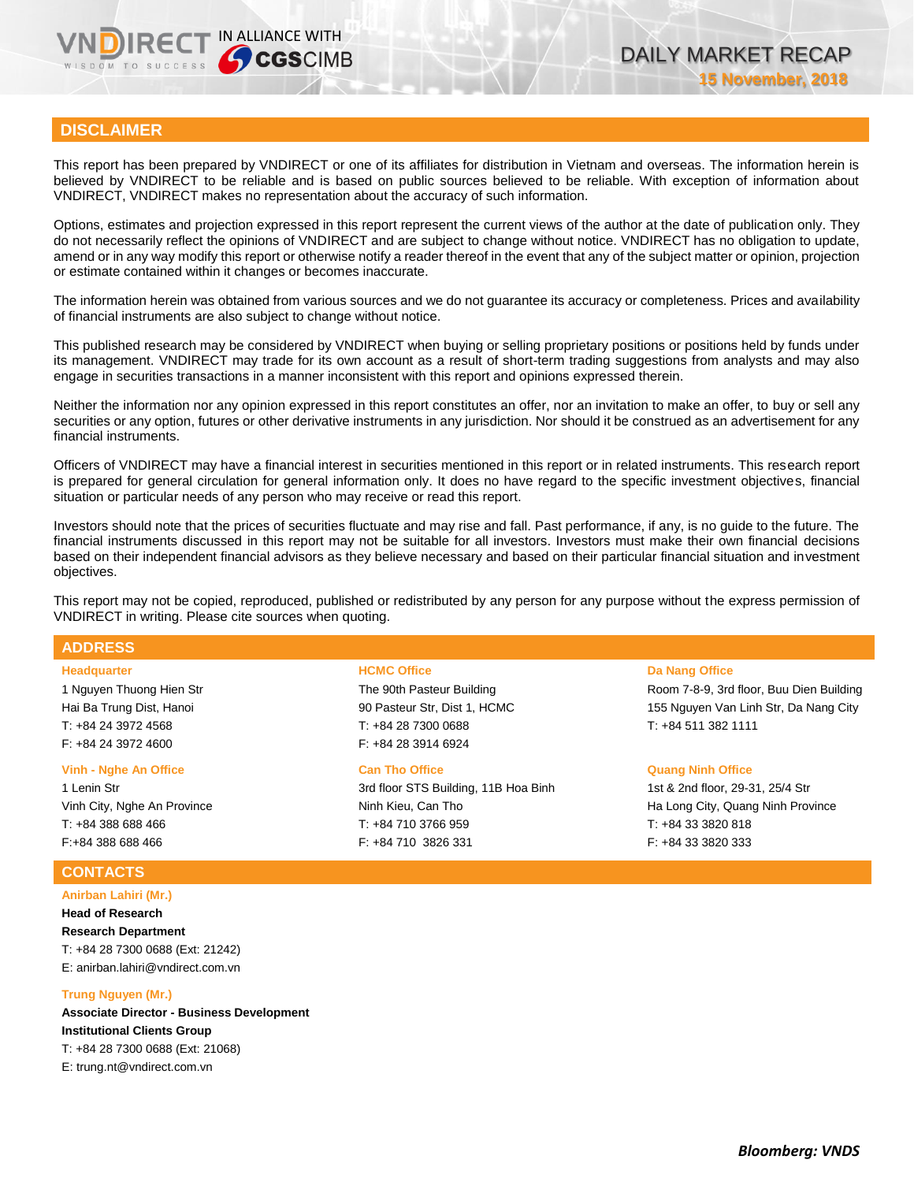## DISCLAIMER

This report has been prepared by VNDIRECT or one of its affiliates for distribution in Vietnam and overseas. The information herein is believed by VNDIRECT to be reliable and is based on public sources believed to be reliable. With exception of information about VNDIRECT, VNDIRECT makes no representation about the accuracy of such information.

Options, estimates and projection expressed in this report represent the current views of the author at the date of publication only. They do not necessarily reflect the opinions of VNDIRECT and are subject to change without notice. VNDIRECT has no obligation to update, amend or in any way modify this report or otherwise notify a reader thereof in the event that any of the subject matter or opinion, projection or estimate contained within it changes or becomes inaccurate.

The information herein was obtained from various sources and we do not guarantee its accuracy or completeness. Prices and availability of financial instruments are also subject to change without notice.

This published research may be considered by VNDIRECT when buying or selling proprietary positions or positions held by funds under its management. VNDIRECT may trade for its own account as a result of short-term trading suggestions from analysts and may also engage in securities transactions in a manner inconsistent with this report and opinions expressed therein.

Neither the information nor any opinion expressed in this report constitutes an offer, nor an invitation to make an offer, to buy or sell any securities or any option, futures or other derivative instruments in any jurisdiction. Nor should it be construed as an advertisement for any financial instruments.

Officers of VNDIRECT may have a financial interest in securities mentioned in this report or in related instruments. This research report is prepared for general circulation for general information only. It does no have regard to the specific investment objectives, financial situation or particular needs of any person who may receive or read this report.

Investors should note that the prices of securities fluctuate and may rise and fall. Past performance, if any, is no guide to the future. The financial instruments discussed in this report may not be suitable for all investors. Investors must make their own financial decisions based on their independent financial advisors as they believe necessary and based on their particular financial situation and investment objectives.

This report may not be copied, reproduced, published or redistributed by any person for any purpose without the express permission of VNDIRECT in writing. Please cite sources when quoting.

## ADDRESS

**Headquarter**
1 Nguyen Thuong Hien Str
Hai Ba Trung Dist, Hanoi
T: +84 24 3972 4568
F: +84 24 3972 4600

**HCMC Office**
The 90th Pasteur Building
90 Pasteur Str, Dist 1, HCMC
T: +84 28 7300 0688
F: +84 28 3914 6924

**Da Nang Office**
Room 7-8-9, 3rd floor, Buu Dien Building
155 Nguyen Van Linh Str, Da Nang City
T: +84 511 382 1111

**Vinh - Nghe An Office**
1 Lenin Str
Vinh City, Nghe An Province
T: +84 388 688 466
F:+84 388 688 466

**Can Tho Office**
3rd floor STS Building, 11B Hoa Binh
Ninh Kieu, Can Tho
T: +84 710 3766 959
F: +84 710 3826 331

**Quang Ninh Office**
1st & 2nd floor, 29-31, 25/4 Str
Ha Long City, Quang Ninh Province
T: +84 33 3820 818
F: +84 33 3820 333

## CONTACTS

**Anirban Lahiri (Mr.)**
**Head of Research**
**Research Department**
T: +84 28 7300 0688 (Ext: 21242)
E: anirban.lahiri@vndirect.com.vn

**Trung Nguyen (Mr.)**
**Associate Director - Business Development**
**Institutional Clients Group**
T: +84 28 7300 0688 (Ext: 21068)
E: trung.nt@vndirect.com.vn